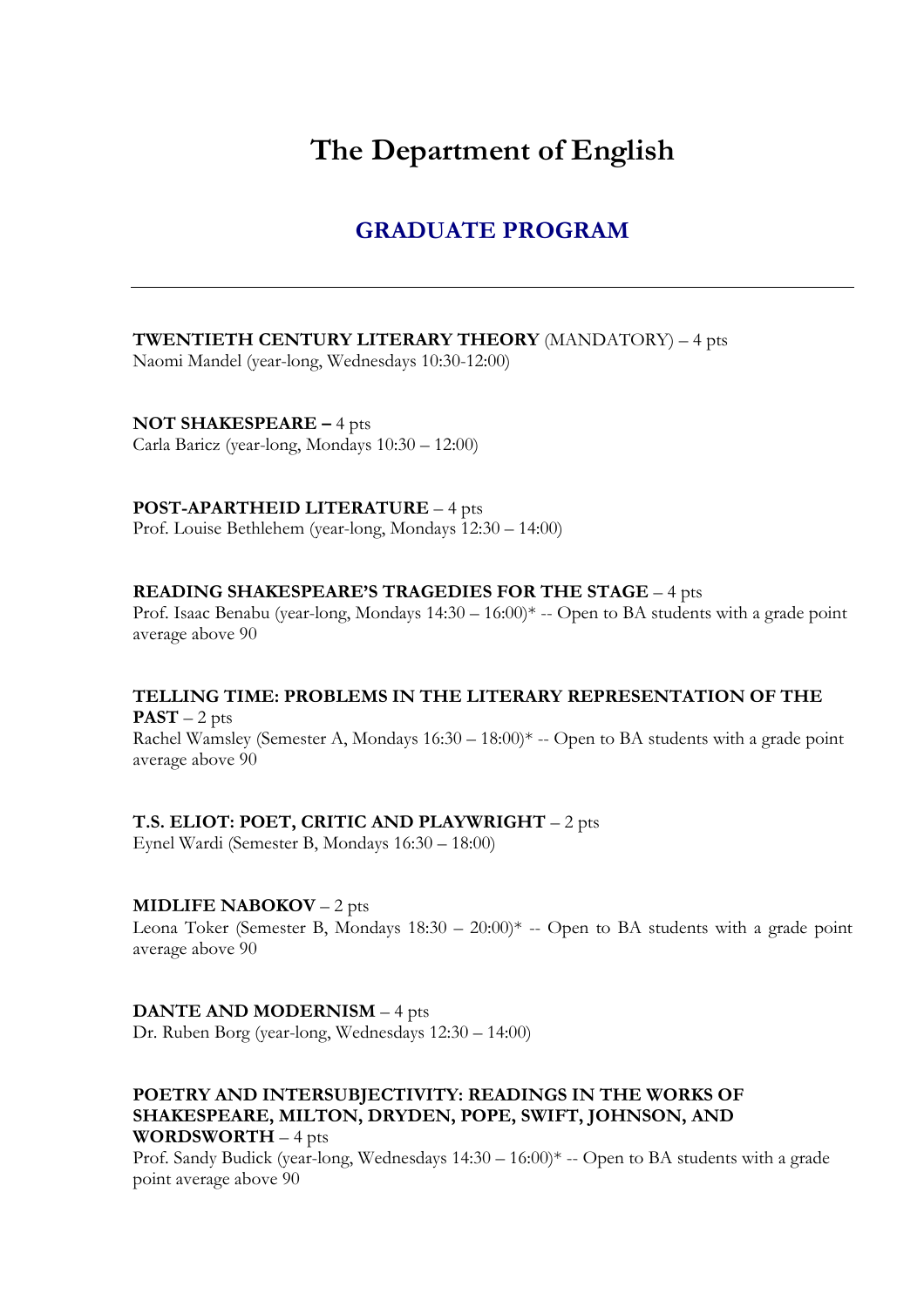# The Department of English

## GRADUATE PROGRAM

---

**TWENTIETH CENTURY LITERARY THEORY** (MANDATORY) – 4 pts
Naomi Mandel (year-long, Wednesdays 10:30-12:00)

**NOT SHAKESPEARE –** 4 pts
Carla Baricz (year-long, Mondays 10:30 – 12:00)

**POST-APARTHEID LITERATURE** – 4 pts
Prof. Louise Bethlehem (year-long, Mondays 12:30 – 14:00)

**READING SHAKESPEARE'S TRAGEDIES FOR THE STAGE** – 4 pts
Prof. Isaac Benabu (year-long, Mondays 14:30 – 16:00)* -- Open to BA students with a grade point average above 90

**TELLING TIME: PROBLEMS IN THE LITERARY REPRESENTATION OF THE PAST** – 2 pts
Rachel Wamsley (Semester A, Mondays 16:30 – 18:00)* -- Open to BA students with a grade point average above 90

**T.S. ELIOT: POET, CRITIC AND PLAYWRIGHT** – 2 pts
Eynel Wardi (Semester B, Mondays 16:30 – 18:00)

**MIDLIFE NABOKOV** – 2 pts
Leona Toker (Semester B, Mondays 18:30 – 20:00)* -- Open to BA students with a grade point average above 90

**DANTE AND MODERNISM** – 4 pts
Dr. Ruben Borg (year-long, Wednesdays 12:30 – 14:00)

**POETRY AND INTERSUBJECTIVITY: READINGS IN THE WORKS OF SHAKESPEARE, MILTON, DRYDEN, POPE, SWIFT, JOHNSON, AND WORDSWORTH** – 4 pts
Prof. Sandy Budick (year-long, Wednesdays 14:30 – 16:00)* -- Open to BA students with a grade point average above 90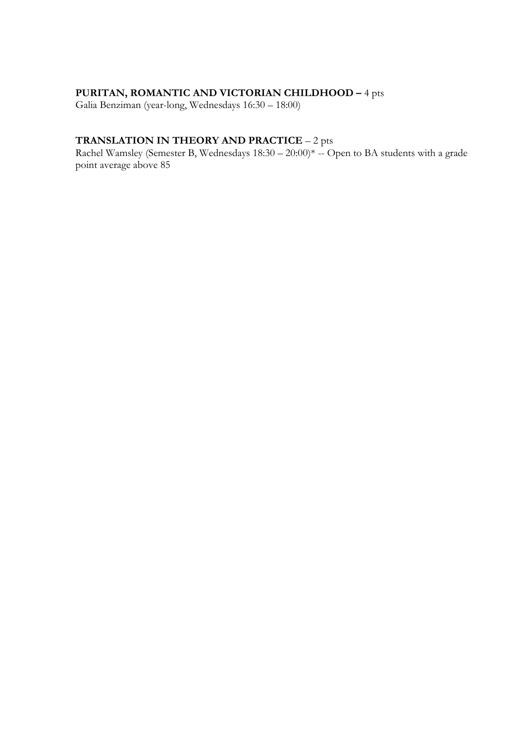**PURITAN, ROMANTIC AND VICTORIAN CHILDHOOD –** 4 pts
Galia Benziman (year-long, Wednesdays 16:30 – 18:00)

**TRANSLATION IN THEORY AND PRACTICE** – 2 pts
Rachel Wamsley (Semester B, Wednesdays 18:30 – 20:00)* -- Open to BA students with a grade point average above 85